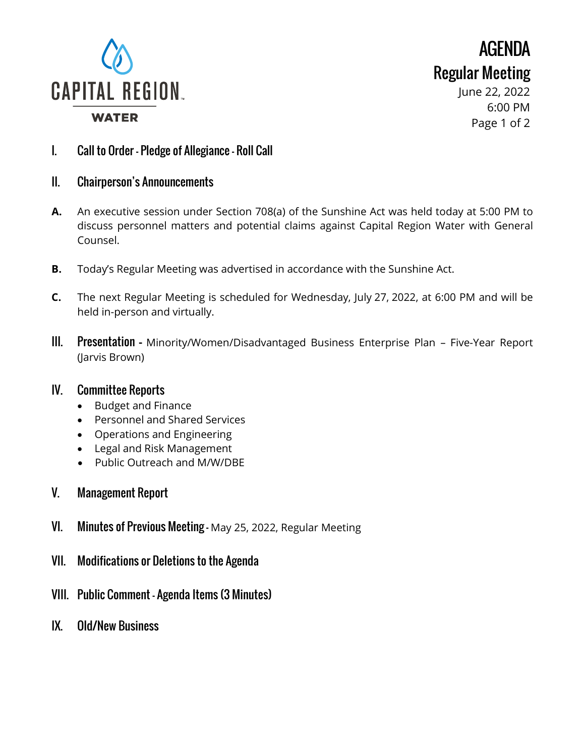CAPITAL REGION WATER

# AGENDA
## Regular Meeting

June 22, 2022
6:00 PM

## I. Call to Order - Pledge of Allegiance - Roll Call

## II. Chairperson's Announcements

**A.** An executive session under Section 708(a) of the Sunshine Act was held today at 5:00 PM to discuss personnel matters and potential claims against Capital Region Water with General Counsel.

**B.** Today's Regular Meeting was advertised in accordance with the Sunshine Act.

**C.** The next Regular Meeting is scheduled for Wednesday, July 27, 2022, at 6:00 PM and will be held in-person and virtually.

## III. Presentation - Minority/Women/Disadvantaged Business Enterprise Plan – Five-Year Report (Jarvis Brown)

## IV. Committee Reports

- Budget and Finance
- Personnel and Shared Services
- Operations and Engineering
- Legal and Risk Management
- Public Outreach and M/W/DBE

## V. Management Report

## VI. Minutes of Previous Meeting - May 25, 2022, Regular Meeting

## VII. Modifications or Deletions to the Agenda

## VIII. Public Comment - Agenda Items (3 Minutes)

## IX. Old/New Business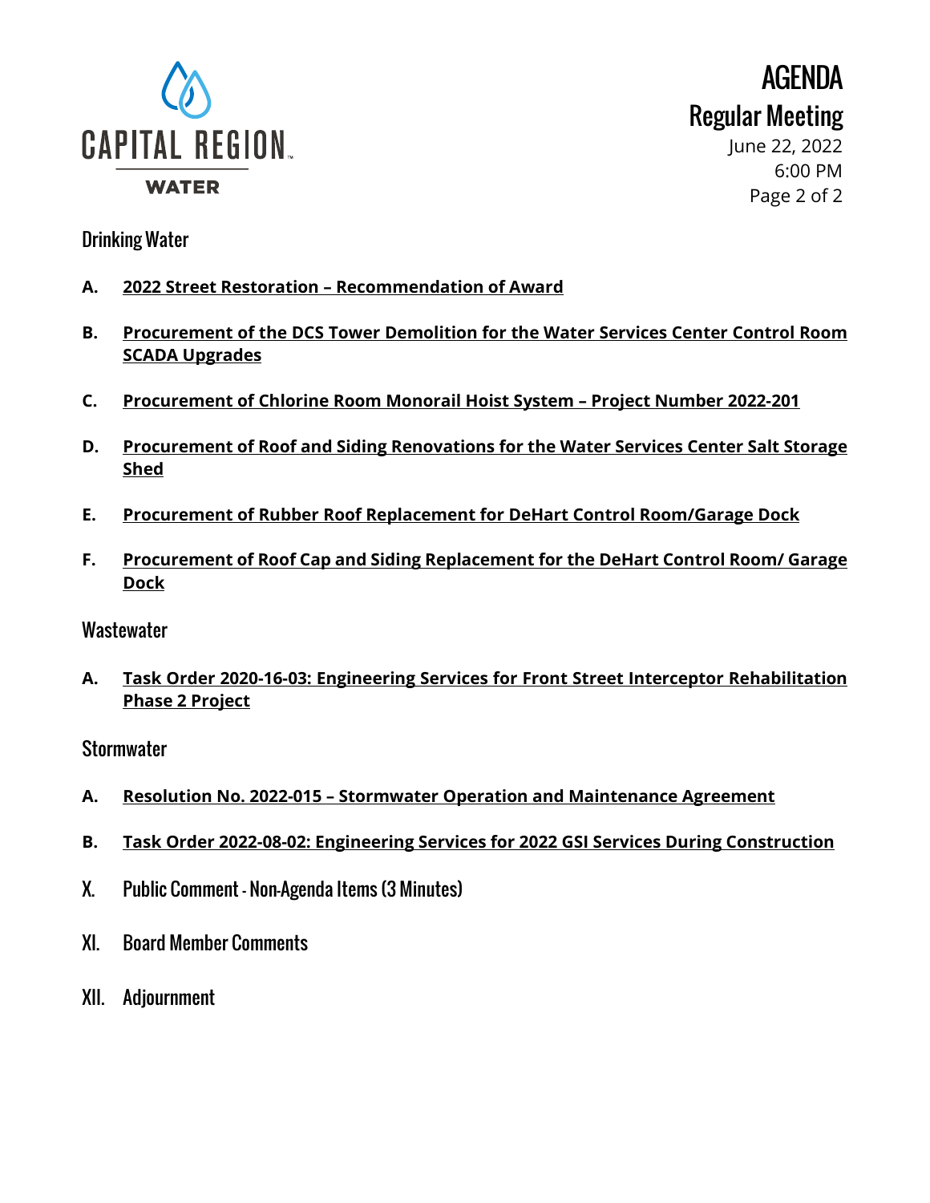## Drinking Water

**A.** **2022 Street Restoration – Recommendation of Award**

**B.** **Procurement of the DCS Tower Demolition for the Water Services Center Control Room SCADA Upgrades**

**C.** **Procurement of Chlorine Room Monorail Hoist System – Project Number 2022-201**

**D.** **Procurement of Roof and Siding Renovations for the Water Services Center Salt Storage Shed**

**E.** **Procurement of Rubber Roof Replacement for DeHart Control Room/Garage Dock**

**F.** **Procurement of Roof Cap and Siding Replacement for the DeHart Control Room/ Garage Dock**

## Wastewater

**A.** **Task Order 2020-16-03: Engineering Services for Front Street Interceptor Rehabilitation Phase 2 Project**

## Stormwater

**A.** **Resolution No. 2022-015 – Stormwater Operation and Maintenance Agreement**

**B.** **Task Order 2022-08-02: Engineering Services for 2022 GSI Services During Construction**

## X. Public Comment - Non-Agenda Items (3 Minutes)

## XI. Board Member Comments

## XII. Adjournment